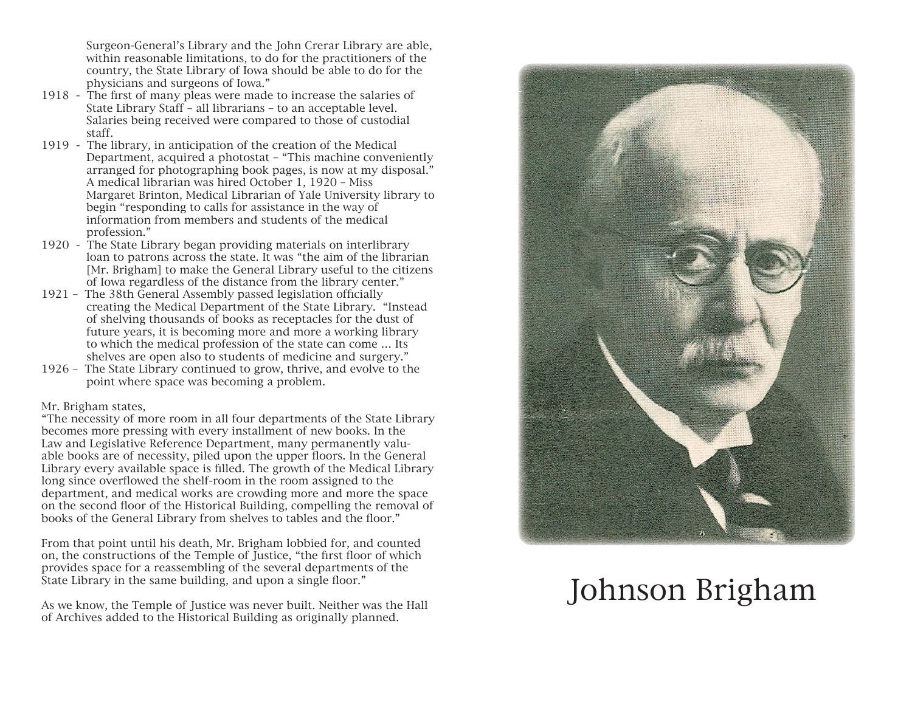Surgeon-General's Library and the John Crerar Library are able, within reasonable limitations, to do for the practitioners of the country, the State Library of Iowa should be able to do for the physicians and surgeons of Iowa."

- 1918 - The first of many pleas were made to increase the salaries of State Library Staff – all librarians – to an acceptable level. Salaries being received were compared to those of custodial staff.
- 1919 - The library, in anticipation of the creation of the Medical Department, acquired a photostat – "This machine conveniently arranged for photographing book pages, is now at my disposal." A medical librarian was hired October 1, 1920 – Miss Margaret Brinton, Medical Librarian of Yale University library to begin "responding to calls for assistance in the way of information from members and students of the medical profession."
- 1920 - The State Library began providing materials on interlibrary loan to patrons across the state. It was "the aim of the librarian [Mr. Brigham] to make the General Library useful to the citizens of Iowa regardless of the distance from the library center."
- 1921 – The 38th General Assembly passed legislation officially creating the Medical Department of the State Library. "Instead of shelving thousands of books as receptacles for the dust of future years, it is becoming more and more a working library to which the medical profession of the state can come ... Its shelves are open also to students of medicine and surgery."
- 1926 – The State Library continued to grow, thrive, and evolve to the point where space was becoming a problem.

Mr. Brigham states,
"The necessity of more room in all four departments of the State Library becomes more pressing with every installment of new books. In the Law and Legislative Reference Department, many permanently valuable books are of necessity, piled upon the upper floors. In the General Library every available space is filled. The growth of the Medical Library long since overflowed the shelf-room in the room assigned to the department, and medical works are crowding more and more the space on the second floor of the Historical Building, compelling the removal of books of the General Library from shelves to tables and the floor."

From that point until his death, Mr. Brigham lobbied for, and counted on, the constructions of the Temple of Justice, "the first floor of which provides space for a reassembling of the several departments of the State Library in the same building, and upon a single floor."

As we know, the Temple of Justice was never built. Neither was the Hall of Archives added to the Historical Building as originally planned.

Johnson Brigham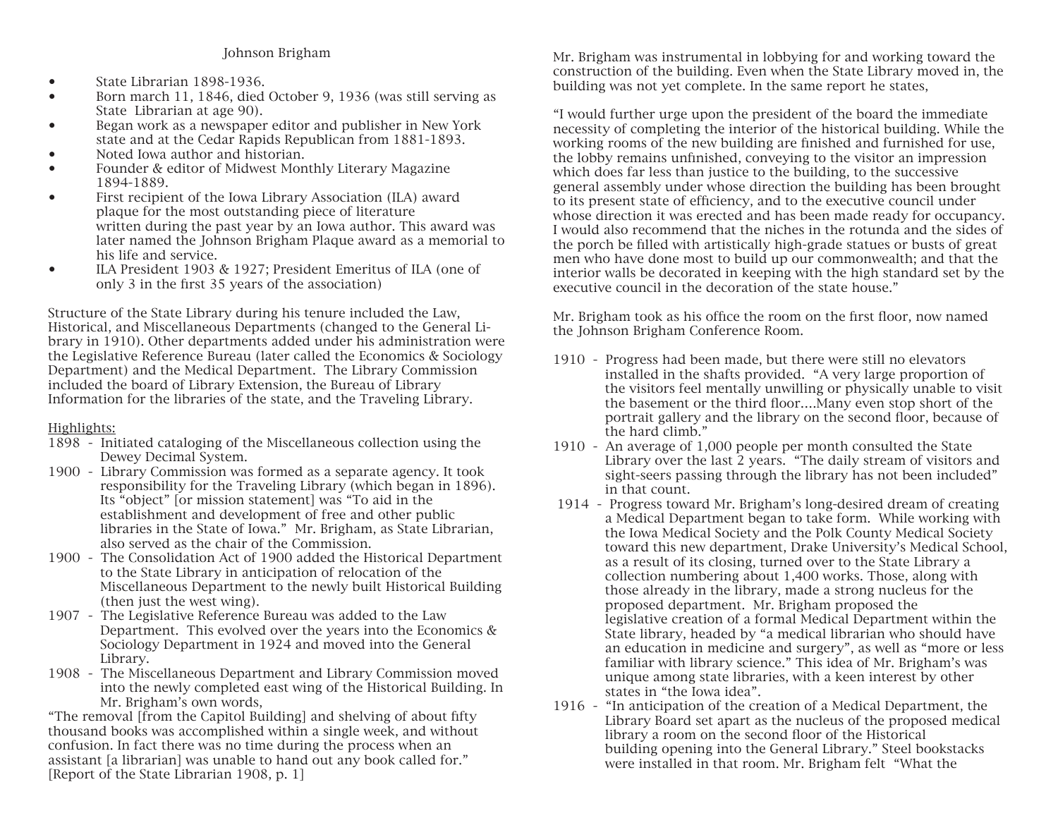Johnson Brigham

- State Librarian 1898-1936.
- Born march 11, 1846, died October 9, 1936 (was still serving as State Librarian at age 90).
- Began work as a newspaper editor and publisher in New York state and at the Cedar Rapids Republican from 1881-1893.
- Noted Iowa author and historian.
- Founder & editor of Midwest Monthly Literary Magazine 1894-1889.
- First recipient of the Iowa Library Association (ILA) award plaque for the most outstanding piece of literature written during the past year by an Iowa author. This award was later named the Johnson Brigham Plaque award as a memorial to his life and service.
- ILA President 1903 & 1927; President Emeritus of ILA (one of only 3 in the first 35 years of the association)

Structure of the State Library during his tenure included the Law, Historical, and Miscellaneous Departments (changed to the General Library in 1910). Other departments added under his administration were the Legislative Reference Bureau (later called the Economics & Sociology Department) and the Medical Department. The Library Commission included the board of Library Extension, the Bureau of Library Information for the libraries of the state, and the Traveling Library.

Highlights:

1898 - Initiated cataloging of the Miscellaneous collection using the Dewey Decimal System.

1900 - Library Commission was formed as a separate agency. It took responsibility for the Traveling Library (which began in 1896). Its "object" [or mission statement] was "To aid in the establishment and development of free and other public libraries in the State of Iowa." Mr. Brigham, as State Librarian, also served as the chair of the Commission.

1900 - The Consolidation Act of 1900 added the Historical Department to the State Library in anticipation of relocation of the Miscellaneous Department to the newly built Historical Building (then just the west wing).

1907 - The Legislative Reference Bureau was added to the Law Department. This evolved over the years into the Economics & Sociology Department in 1924 and moved into the General Library.

1908 - The Miscellaneous Department and Library Commission moved into the newly completed east wing of the Historical Building. In Mr. Brigham's own words,

"The removal [from the Capitol Building] and shelving of about fifty thousand books was accomplished within a single week, and without confusion. In fact there was no time during the process when an assistant [a librarian] was unable to hand out any book called for." [Report of the State Librarian 1908, p. 1]

Mr. Brigham was instrumental in lobbying for and working toward the construction of the building. Even when the State Library moved in, the building was not yet complete. In the same report he states,

"I would further urge upon the president of the board the immediate necessity of completing the interior of the historical building. While the working rooms of the new building are finished and furnished for use, the lobby remains unfinished, conveying to the visitor an impression which does far less than justice to the building, to the successive general assembly under whose direction the building has been brought to its present state of efficiency, and to the executive council under whose direction it was erected and has been made ready for occupancy. I would also recommend that the niches in the rotunda and the sides of the porch be filled with artistically high-grade statues or busts of great men who have done most to build up our commonwealth; and that the interior walls be decorated in keeping with the high standard set by the executive council in the decoration of the state house."

Mr. Brigham took as his office the room on the first floor, now named the Johnson Brigham Conference Room.

1910 - Progress had been made, but there were still no elevators installed in the shafts provided. "A very large proportion of the visitors feel mentally unwilling or physically unable to visit the basement or the third floor....Many even stop short of the portrait gallery and the library on the second floor, because of the hard climb."

1910 - An average of 1,000 people per month consulted the State Library over the last 2 years. "The daily stream of visitors and sight-seers passing through the library has not been included" in that count.

1914 - Progress toward Mr. Brigham's long-desired dream of creating a Medical Department began to take form. While working with the Iowa Medical Society and the Polk County Medical Society toward this new department, Drake University's Medical School, as a result of its closing, turned over to the State Library a collection numbering about 1,400 works. Those, along with those already in the library, made a strong nucleus for the proposed department. Mr. Brigham proposed the legislative creation of a formal Medical Department within the State library, headed by "a medical librarian who should have an education in medicine and surgery", as well as "more or less familiar with library science." This idea of Mr. Brigham's was unique among state libraries, with a keen interest by other states in "the Iowa idea".

1916 - "In anticipation of the creation of a Medical Department, the Library Board set apart as the nucleus of the proposed medical library a room on the second floor of the Historical building opening into the General Library." Steel bookstacks were installed in that room. Mr. Brigham felt "What the